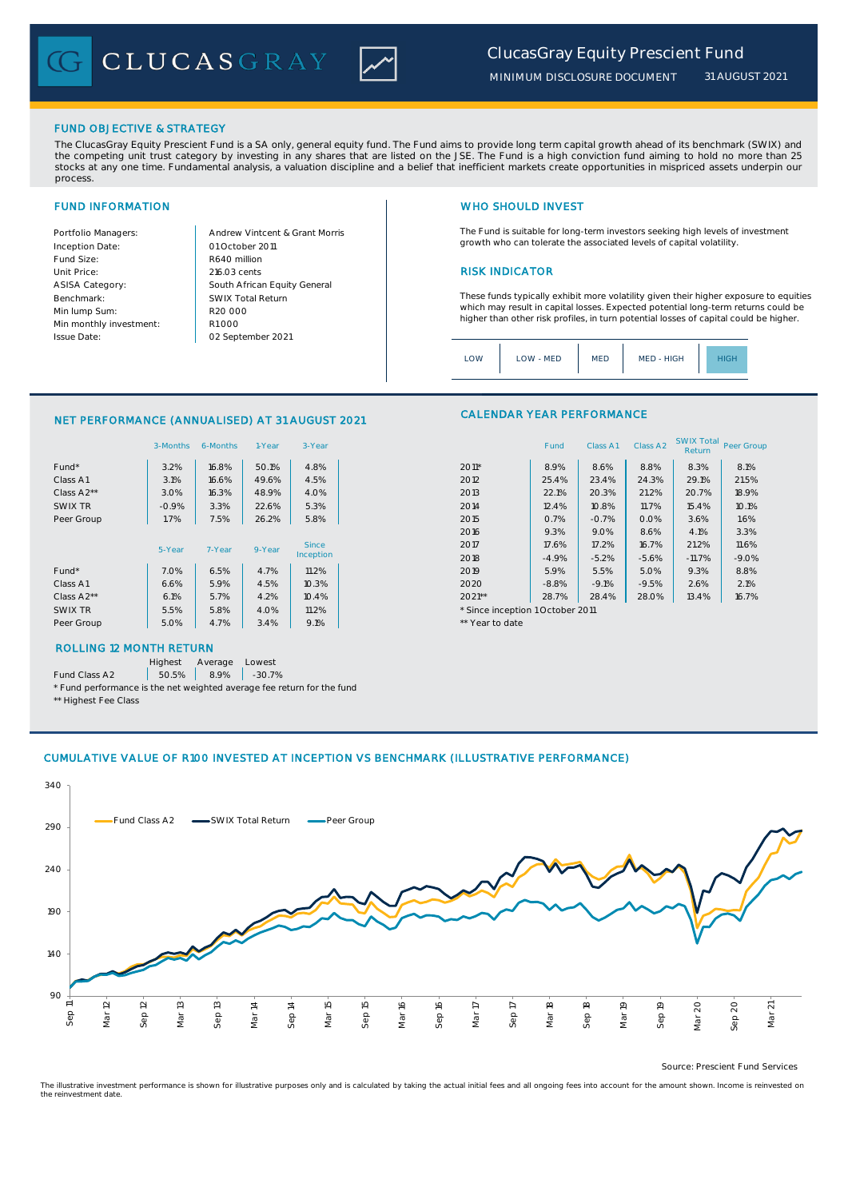# ClucasGray Equity Prescient Fund

MINIMUM DISCLOSURE DOCUMENT 31 AUGUST 2021

## FUND OBJECTIVE & STRATEGY

The ClucasGray Equity Prescient Fund is a SA only, general equity fund. The Fund aims to provide long term capital growth ahead of its benchmark (SWIX) and the competing unit trust category by investing in any shares that are listed on the JSE. The Fund is a high conviction fund aiming to hold no more than 25 stocks at any one time. Fundamental analysis, a valuation discipline and a belief that inefficient markets create opportunities in mispriced assets underpin our process.

## FUND INFORMATION

| | |
|---|---|
| Portfolio Managers: | Andrew Vintcent & Grant Morris |
| Inception Date: | 01 October 2011 |
| Fund Size: | R640 million |
| Unit Price: | 216.03 cents |
| ASISA Category: | South African Equity General |
| Benchmark: | SWIX Total Return |
| Min lump Sum: | R20 000 |
| Min monthly investment: | R1 000 |
| Issue Date: | 02 September 2021 |

## WHO SHOULD INVEST

The Fund is suitable for long-term investors seeking high levels of investment growth who can tolerate the associated levels of capital volatility.

## RISK INDICATOR

These funds typically exhibit more volatility given their higher exposure to equities which may result in capital losses. Expected potential long-term returns could be higher than other risk profiles, in turn potential losses of capital could be higher.

LOW | LOW - MED | MED | MED - HIGH | **HIGH**

## NET PERFORMANCE (ANNUALISED) AT 31 AUGUST 2021

| | 3-Months | 6-Months | 1-Year | 3-Year |
|---|---|---|---|---|
| Fund* | 3.2% | 16.8% | 50.1% | 4.8% |
| Class A1 | 3.1% | 16.6% | 49.6% | 4.5% |
| Class A2** | 3.0% | 16.3% | 48.9% | 4.0% |
| SWIX TR | -0.9% | 3.3% | 22.6% | 5.3% |
| Peer Group | 1.7% | 7.5% | 26.2% | 5.8% |

| | 5-Year | 7-Year | 9-Year | Since Inception |
|---|---|---|---|---|
| Fund* | 7.0% | 6.5% | 4.7% | 11.2% |
| Class A1 | 6.6% | 5.9% | 4.5% | 10.3% |
| Class A2** | 6.1% | 5.7% | 4.2% | 10.4% |
| SWIX TR | 5.5% | 5.8% | 4.0% | 11.2% |
| Peer Group | 5.0% | 4.7% | 3.4% | 9.1% |

## CALENDAR YEAR PERFORMANCE

| | Fund | Class A1 | Class A2 | SWIX Total Return | Peer Group |
|---|---|---|---|---|---|
| 2011* | 8.9% | 8.6% | 8.8% | 8.3% | 8.1% |
| 2012 | 25.4% | 23.4% | 24.3% | 29.1% | 21.5% |
| 2013 | 22.1% | 20.3% | 21.2% | 20.7% | 18.9% |
| 2014 | 12.4% | 10.8% | 11.7% | 15.4% | 10.1% |
| 2015 | 0.7% | -0.7% | 0.0% | 3.6% | 1.6% |
| 2016 | 9.3% | 9.0% | 8.6% | 4.1% | 3.3% |
| 2017 | 17.6% | 17.2% | 16.7% | 21.2% | 11.6% |
| 2018 | -4.9% | -5.2% | -5.6% | -11.7% | -9.0% |
| 2019 | 5.9% | 5.5% | 5.0% | 9.3% | 8.8% |
| 2020 | -8.8% | -9.1% | -9.5% | 2.6% | 2.1% |
| 2021** | 28.7% | 28.4% | 28.0% | 13.4% | 16.7% |

\* Since inception 1 October 2011

** Year to date

## ROLLING 12 MONTH RETURN

| | Highest | Average | Lowest |
|---|---|---|---|
| Fund Class A2 | 50.5% | 8.9% | -30.7% |

\* Fund performance is the net weighted average fee return for the fund

** Highest Fee Class

## CUMULATIVE VALUE OF R100 INVESTED AT INCEPTION VS BENCHMARK (ILLUSTRATIVE PERFORMANCE)

Legend: Fund Class A2, SWIX Total Return, Peer Group

Source: Prescient Fund Services

The illustrative investment performance is shown for illustrative purposes only and is calculated by taking the actual initial fees and all ongoing fees into account for the amount shown. Income is reinvested on the reinvestment date.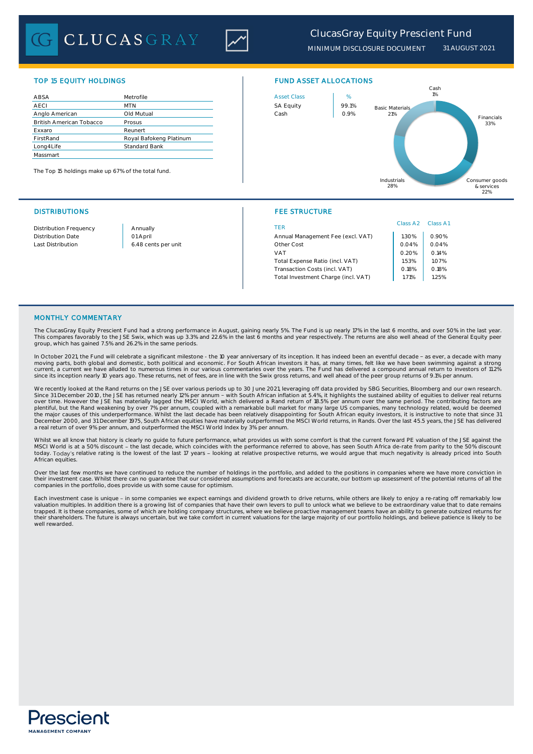# ClucasGray Equity Prescient Fund

MINIMUM DISCLOSURE DOCUMENT 31 AUGUST 2021

## TOP 15 EQUITY HOLDINGS

| | |
|---|---|
| ABSA | Metrofile |
| AECI | MTN |
| Anglo American | Old Mutual |
| British American Tobacco | Prosus |
| Exxaro | Reunert |
| FirstRand | Royal Bafokeng Platinum |
| Long4Life | Standard Bank |
| Massmart | |

The Top 15 holdings make up 67% of the total fund.

## FUND ASSET ALLOCATIONS

| Asset Class | % |
|---|---|
| SA Equity | 99.1% |
| Cash | 0.9% |

Cash 1%
Basic Materials 21%
Financials 33%
Industrials 28%
Consumer goods & services 22%

## DISTRIBUTIONS

| | |
|---|---|
| Distribution Frequency | Annually |
| Distribution Date | 01 April |
| Last Distribution | 6.48 cents per unit |

## FEE STRUCTURE

| TER | Class A2 | Class A1 |
|---|---|---|
| Annual Management Fee (excl. VAT) | 1.30% | 0.90% |
| Other Cost | 0.04% | 0.04% |
| VAT | 0.20% | 0.14% |
| Total Expense Ratio (incl. VAT) | 1.53% | 1.07% |
| Transaction Costs (incl. VAT) | 0.18% | 0.18% |
| Total Investment Charge (incl. VAT) | 1.71% | 1.25% |

## MONTHLY COMMENTARY

The ClucasGray Equity Prescient Fund had a strong performance in August, gaining nearly 5%. The Fund is up nearly 17% in the last 6 months, and over 50% in the last year. This compares favorably to the JSE Swix, which was up 3.3% and 22.6% in the last 6 months and year respectively. The returns are also well ahead of the General Equity peer group, which has gained 7.5% and 26.2% in the same periods.

In October 2021, the Fund will celebrate a significant milestone - the 10 year anniversary of its inception. It has indeed been an eventful decade – as ever, a decade with many moving parts, both global and domestic, both political and economic. For South African investors it has, at many times, felt like we have been swimming against a strong current, a current we have alluded to numerous times in our various commentaries over the years. The Fund has delivered a compound annual return to investors of 11.2% since its inception nearly 10 years ago. These returns, net of fees, are in line with the Swix gross returns, and well ahead of the peer group returns of 9.1% per annum.

We recently looked at the Rand returns on the JSE over various periods up to 30 June 2021, leveraging off data provided by SBG Securities, Bloomberg and our own research. Since 31 December 2010, the JSE has returned nearly 12% per annum – with South African inflation at 5.4%, it highlights the sustained ability of equities to deliver real returns over time. However the JSE has materially lagged the MSCI World, which delivered a Rand return of 18.5% per annum over the same period. The contributing factors are plentiful, but the Rand weakening by over 7% per annum, coupled with a remarkable bull market for many large US companies, many technology related, would be deemed the major causes of this underperformance. Whilst the last decade has been relatively disappointing for South African equity investors, it is instructive to note that since 31 December 2000, and 31 December 1975, South African equities have materially outperformed the MSCI World returns, in Rands. Over the last 45.5 years, the JSE has delivered a real return of over 9% per annum, and outperformed the MSCI World Index by 3% per annum.

Whilst we all know that history is clearly no guide to future performance, what provides us with some comfort is that the current forward PE valuation of the JSE against the MSCI World is at a 50% discount – the last decade, which coincides with the performance referred to above, has seen South Africa de-rate from parity to the 50% discount today. Today's relative rating is the lowest of the last 17 years – looking at relative prospective returns, we would argue that much negativity is already priced into South African equities.

Over the last few months we have continued to reduce the number of holdings in the portfolio, and added to the positions in companies where we have more conviction in their investment case. Whilst there can no guarantee that our considered assumptions and forecasts are accurate, our bottom up assessment of the potential returns of all the companies in the portfolio, does provide us with some cause for optimism.

Each investment case is unique – in some companies we expect earnings and dividend growth to drive returns, while others are likely to enjoy a re-rating off remarkably low valuation multiples. In addition there is a growing list of companies that have their own levers to pull to unlock what we believe to be extraordinary value that to date remains trapped. It is these companies, some of which are holding company structures, where we believe proactive management teams have an ability to generate outsized returns for their shareholders. The future is always uncertain, but we take comfort in current valuations for the large majority of our portfolio holdings, and believe patience is likely to be well rewarded.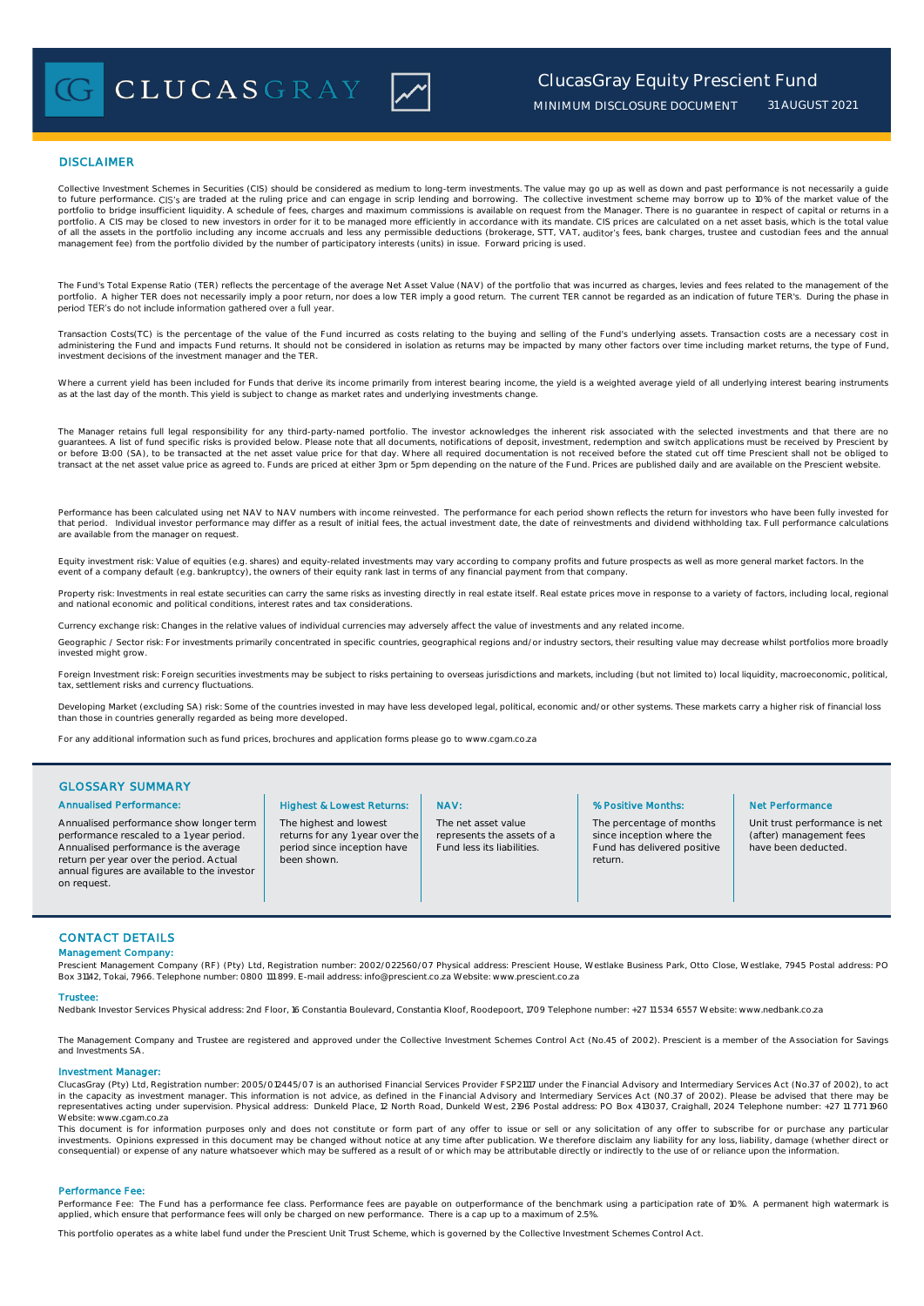# ClucasGray Equity Prescient Fund

MINIMUM DISCLOSURE DOCUMENT 31 AUGUST 2021

## DISCLAIMER

Collective Investment Schemes in Securities (CIS) should be considered as medium to long-term investments. The value may go up as well as down and past performance is not necessarily a guide to future performance. CIS's are traded at the ruling price and can engage in scrip lending and borrowing. The collective investment scheme may borrow up to 10% of the market value of the portfolio to bridge insufficient liquidity. A schedule of fees, charges and maximum commissions is available on request from the Manager. There is no guarantee in respect of capital or returns in a portfolio. A CIS may be closed to new investors in order for it to be managed more efficiently in accordance with its mandate. CIS prices are calculated on a net asset basis, which is the total value of all the assets in the portfolio including any income accruals and less any permissible deductions (brokerage, STT, VAT, auditor's fees, bank charges, trustee and custodian fees and the annual management fee) from the portfolio divided by the number of participatory interests (units) in issue. Forward pricing is used.

The Fund's Total Expense Ratio (TER) reflects the percentage of the average Net Asset Value (NAV) of the portfolio that was incurred as charges, levies and fees related to the management of the portfolio. A higher TER does not necessarily imply a poor return, nor does a low TER imply a good return. The current TER cannot be regarded as an indication of future TER's. During the phase in period TER's do not include information gathered over a full year.

Transaction Costs(TC) is the percentage of the value of the Fund incurred as costs relating to the buying and selling of the Fund's underlying assets. Transaction costs are a necessary cost in administering the Fund and impacts Fund returns. It should not be considered in isolation as returns may be impacted by many other factors over time including market returns, the type of Fund, investment decisions of the investment manager and the TER.

Where a current yield has been included for Funds that derive its income primarily from interest bearing income, the yield is a weighted average yield of all underlying interest bearing instruments as at the last day of the month. This yield is subject to change as market rates and underlying investments change.

The Manager retains full legal responsibility for any third-party-named portfolio. The investor acknowledges the inherent risk associated with the selected investments and that there are no guarantees. A list of fund specific risks is provided below. Please note that all documents, notifications of deposit, investment, redemption and switch applications must be received by Prescient by or before 13:00 (SA), to be transacted at the net asset value price for that day. Where all required documentation is not received before the stated cut off time Prescient shall not be obliged to transact at the net asset value price as agreed to. Funds are priced at either 3pm or 5pm depending on the nature of the Fund. Prices are published daily and are available on the Prescient website.

Performance has been calculated using net NAV to NAV numbers with income reinvested. The performance for each period shown reflects the return for investors who have been fully invested for that period. Individual investor performance may differ as a result of initial fees, the actual investment date, the date of reinvestments and dividend withholding tax. Full performance calculations are available from the manager on request.

Equity investment risk: Value of equities (e.g. shares) and equity-related investments may vary according to company profits and future prospects as well as more general market factors. In the event of a company default (e.g. bankruptcy), the owners of their equity rank last in terms of any financial payment from that company.

Property risk: Investments in real estate securities can carry the same risks as investing directly in real estate itself. Real estate prices move in response to a variety of factors, including local, regional and national economic and political conditions, interest rates and tax considerations.

Currency exchange risk: Changes in the relative values of individual currencies may adversely affect the value of investments and any related income.

Geographic / Sector risk: For investments primarily concentrated in specific countries, geographical regions and/or industry sectors, their resulting value may decrease whilst portfolios more broadly invested might grow.

Foreign Investment risk: Foreign securities investments may be subject to risks pertaining to overseas jurisdictions and markets, including (but not limited to) local liquidity, macroeconomic, political, tax, settlement risks and currency fluctuations.

Developing Market (excluding SA) risk: Some of the countries invested in may have less developed legal, political, economic and/or other systems. These markets carry a higher risk of financial loss than those in countries generally regarded as being more developed.

For any additional information such as fund prices, brochures and application forms please go to www.cgam.co.za

## GLOSSARY SUMMARY

**Annualised Performance:** Annualised performance show longer term performance rescaled to a 1 year period. Annualised performance is the average return per year over the period. Actual annual figures are available to the investor on request.

**Highest & Lowest Returns:** The highest and lowest returns for any 1 year over the period since inception have been shown.

**NAV:** The net asset value represents the assets of a Fund less its liabilities.

**% Positive Months:** The percentage of months since inception where the Fund has delivered positive return.

**Net Performance:** Unit trust performance is net (after) management fees have been deducted.

## CONTACT DETAILS

### Management Company:

Prescient Management Company (RF) (Pty) Ltd, Registration number: 2002/022560/07 Physical address: Prescient House, Westlake Business Park, Otto Close, Westlake, 7945 Postal address: PO Box 31142, Tokai, 7966. Telephone number: 0800 111 899. E-mail address: info@prescient.co.za Website: www.prescient.co.za

### Trustee:

Nedbank Investor Services Physical address: 2nd Floor, 16 Constantia Boulevard, Constantia Kloof, Roodepoort, 1709 Telephone number: +27 11 534 6557 Website: www.nedbank.co.za

The Management Company and Trustee are registered and approved under the Collective Investment Schemes Control Act (No.45 of 2002). Prescient is a member of the Association for Savings and Investments SA.

### Investment Manager:

ClucasGray (Pty) Ltd, Registration number: 2005/012445/07 is an authorised Financial Services Provider FSP21117 under the Financial Advisory and Intermediary Services Act (No.37 of 2002), to act in the capacity as investment manager. This information is not advice, as defined in the Financial Advisory and Intermediary Services Act (N0.37 of 2002). Please be advised that there may be representatives acting under supervision. Physical address: Dunkeld Place, 12 North Road, Dunkeld West, 2196 Postal address: PO Box 413037, Craighall, 2024 Telephone number: +27 11 771 1960 Website: www.cgam.co.za

This document is for information purposes only and does not constitute or form part of any offer to issue or sell or any solicitation of any offer to subscribe for or purchase any particular investments. Opinions expressed in this document may be changed without notice at any time after publication. We therefore disclaim any liability for any loss, liability, damage (whether direct or consequential) or expense of any nature whatsoever which may be suffered as a result of or which may be attributable directly or indirectly to the use of or reliance upon the information.

### Performance Fee:

Performance Fee: The Fund has a performance fee class. Performance fees are payable on outperformance of the benchmark using a participation rate of 10%. A permanent high watermark is applied, which ensure that performance fees will only be charged on new performance. There is a cap up to a maximum of 2.5%.

This portfolio operates as a white label fund under the Prescient Unit Trust Scheme, which is governed by the Collective Investment Schemes Control Act.